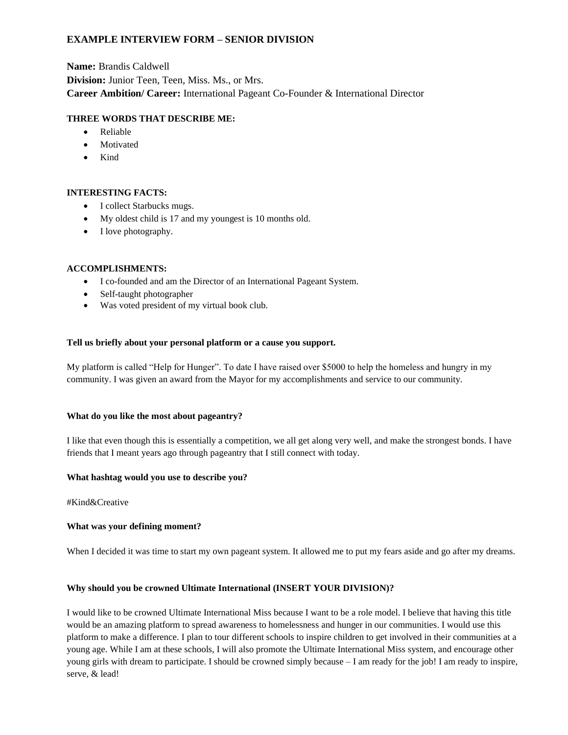# EXAMPLE INTERVIEW FORM – SENIOR DIVISION

**Name:** Brandis Caldwell
**Division:** Junior Teen, Teen, Miss. Ms., or Mrs.
**Career Ambition/ Career:** International Pageant Co-Founder & International Director

**THREE WORDS THAT DESCRIBE ME:**

- Reliable
- Motivated
- Kind

**INTERESTING FACTS:**

- I collect Starbucks mugs.
- My oldest child is 17 and my youngest is 10 months old.
- I love photography.

**ACCOMPLISHMENTS:**

- I co-founded and am the Director of an International Pageant System.
- Self-taught photographer
- Was voted president of my virtual book club.

**Tell us briefly about your personal platform or a cause you support.**

My platform is called "Help for Hunger". To date I have raised over $5000 to help the homeless and hungry in my community. I was given an award from the Mayor for my accomplishments and service to our community.

**What do you like the most about pageantry?**

I like that even though this is essentially a competition, we all get along very well, and make the strongest bonds. I have friends that I meant years ago through pageantry that I still connect with today.

**What hashtag would you use to describe you?**

#Kind&Creative

**What was your defining moment?**

When I decided it was time to start my own pageant system. It allowed me to put my fears aside and go after my dreams.

**Why should you be crowned Ultimate International (INSERT YOUR DIVISION)?**

I would like to be crowned Ultimate International Miss because I want to be a role model. I believe that having this title would be an amazing platform to spread awareness to homelessness and hunger in our communities. I would use this platform to make a difference. I plan to tour different schools to inspire children to get involved in their communities at a young age. While I am at these schools, I will also promote the Ultimate International Miss system, and encourage other young girls with dream to participate. I should be crowned simply because – I am ready for the job! I am ready to inspire, serve, & lead!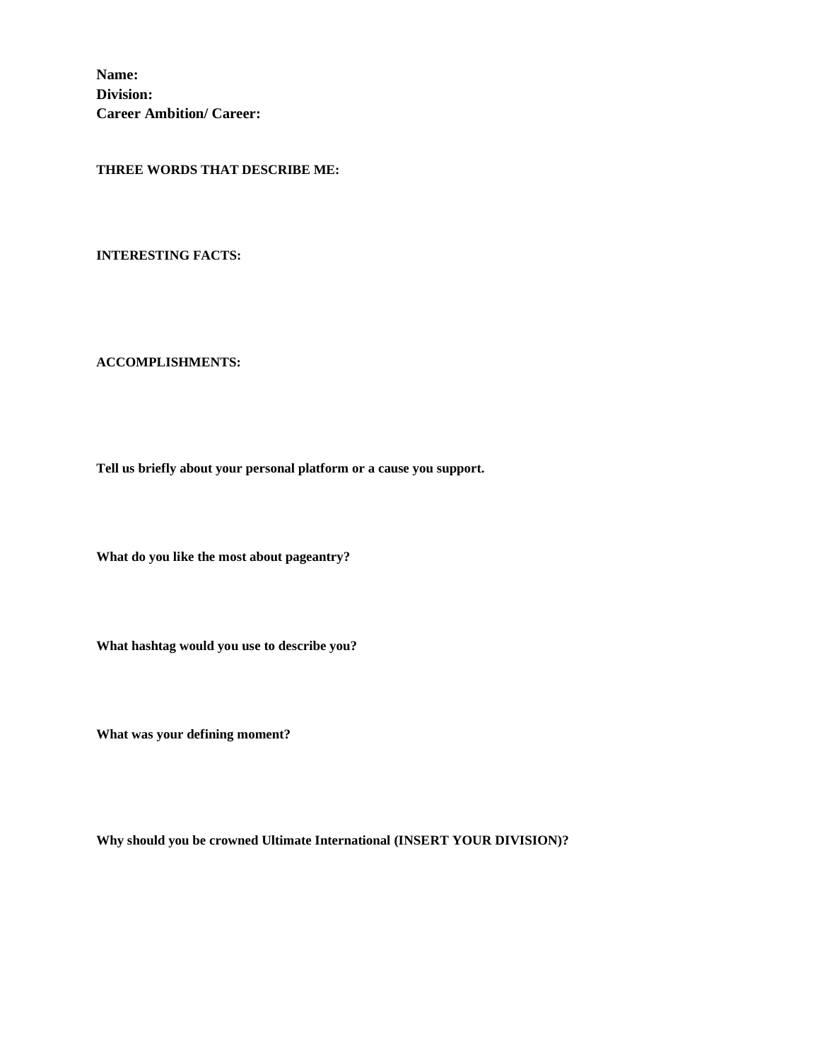**Name:**
**Division:**
**Career Ambition/ Career:**

**THREE WORDS THAT DESCRIBE ME:**

**INTERESTING FACTS:**

**ACCOMPLISHMENTS:**

**Tell us briefly about your personal platform or a cause you support.**

**What do you like the most about pageantry?**

**What hashtag would you use to describe you?**

**What was your defining moment?**

**Why should you be crowned Ultimate International (INSERT YOUR DIVISION)?**